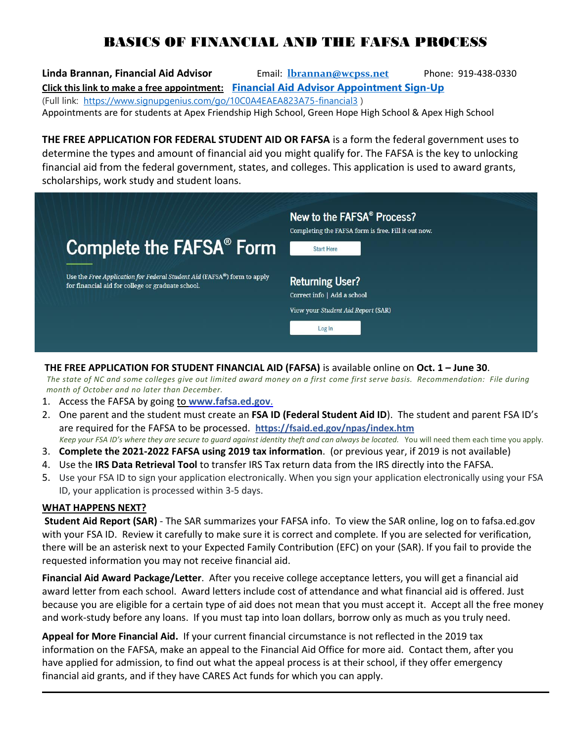# BASICS OF FINANCIAL AND THE FAFSA PROCESS

**Linda Brannan, Financial Aid Advisor** Email: **lbrannan@wcpss.net** Phone: 919-438-0330

**Click this link to make a free appointment:** **Financial Aid Advisor Appointment Sign-Up**

(Full link: https://www.signupgenius.com/go/10C0A4EAEA823A75-financial3 )

Appointments are for students at Apex Friendship High School, Green Hope High School & Apex High School

**THE FREE APPLICATION FOR FEDERAL STUDENT AID OR FAFSA** is a form the federal government uses to determine the types and amount of financial aid you might qualify for. The FAFSA is the key to unlocking financial aid from the federal government, states, and colleges. This application is used to award grants, scholarships, work study and student loans.

Complete the FAFSA® Form

Use the *Free Application for Federal Student Aid* (FAFSA®) form to apply for financial aid for college or graduate school.

New to the FAFSA® Process?

Completing the FAFSA form is free. Fill it out now.

Start Here

Returning User?

Correct info | Add a school

View your *Student Aid Report* (SAR)

Log In

**THE FREE APPLICATION FOR STUDENT FINANCIAL AID (FAFSA)** is available online on **Oct. 1 – June 30**.

*The state of NC and some colleges give out limited award money on a first come first serve basis. Recommendation: File during month of October and no later than December.*

1. Access the FAFSA by going to **www.fafsa.ed.gov**.
2. One parent and the student must create an **FSA ID (Federal Student Aid ID)**. The student and parent FSA ID's are required for the FAFSA to be processed. **https://fsaid.ed.gov/npas/index.htm**
   *Keep your FSA ID's where they are secure to guard against identity theft and can always be located.* You will need them each time you apply.
3. **Complete the 2021-2022 FAFSA using 2019 tax information**. (or previous year, if 2019 is not available)
4. Use the **IRS Data Retrieval Tool** to transfer IRS Tax return data from the IRS directly into the FAFSA.
5. Use your FSA ID to sign your application electronically. When you sign your application electronically using your FSA ID, your application is processed within 3-5 days.

**WHAT HAPPENS NEXT?**

**Student Aid Report (SAR)** - The SAR summarizes your FAFSA info. To view the SAR online, log on to fafsa.ed.gov with your FSA ID. Review it carefully to make sure it is correct and complete. If you are selected for verification, there will be an asterisk next to your Expected Family Contribution (EFC) on your (SAR). If you fail to provide the requested information you may not receive financial aid.

**Financial Aid Award Package/Letter**. After you receive college acceptance letters, you will get a financial aid award letter from each school. Award letters include cost of attendance and what financial aid is offered. Just because you are eligible for a certain type of aid does not mean that you must accept it. Accept all the free money and work-study before any loans. If you must tap into loan dollars, borrow only as much as you truly need.

**Appeal for More Financial Aid.** If your current financial circumstance is not reflected in the 2019 tax information on the FAFSA, make an appeal to the Financial Aid Office for more aid. Contact them, after you have applied for admission, to find out what the appeal process is at their school, if they offer emergency financial aid grants, and if they have CARES Act funds for which you can apply.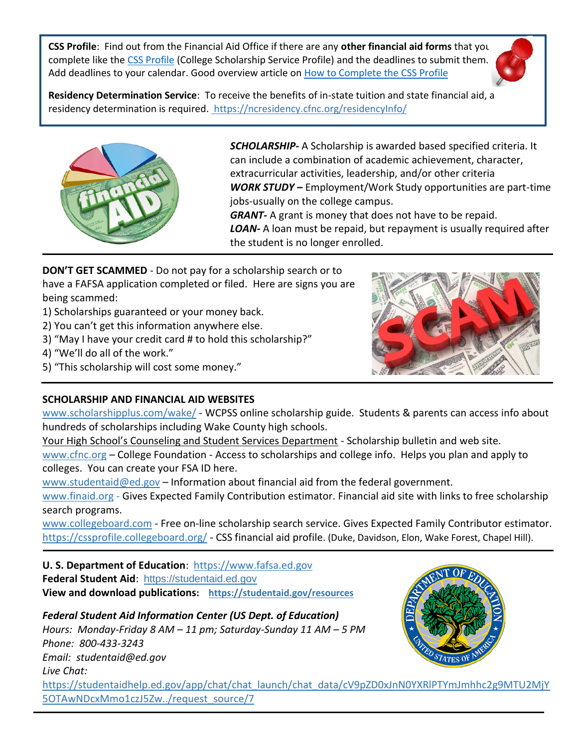**CSS Profile**: Find out from the Financial Aid Office if there are any **other financial aid forms** that you complete like the CSS Profile (College Scholarship Service Profile) and the deadlines to submit them. Add deadlines to your calendar. Good overview article on How to Complete the CSS Profile

**Residency Determination Service**: To receive the benefits of in-state tuition and state financial aid, a residency determination is required. https://ncresidency.cfnc.org/residencyInfo/

***SCHOLARSHIP-*** A Scholarship is awarded based specified criteria. It can include a combination of academic achievement, character, extracurricular activities, leadership, and/or other criteria

***WORK STUDY –*** Employment/Work Study opportunities are part-time jobs-usually on the college campus.

***GRANT-*** A grant is money that does not have to be repaid.

***LOAN-*** A loan must be repaid, but repayment is usually required after the student is no longer enrolled.

**DON'T GET SCAMMED** - Do not pay for a scholarship search or to have a FAFSA application completed or filed. Here are signs you are being scammed:

1) Scholarships guaranteed or your money back.
2) You can't get this information anywhere else.
3) "May I have your credit card # to hold this scholarship?"
4) "We'll do all of the work."
5) "This scholarship will cost some money."

**SCHOLARSHIP AND FINANCIAL AID WEBSITES**

www.scholarshipplus.com/wake/ - WCPSS online scholarship guide. Students & parents can access info about hundreds of scholarships including Wake County high schools.

Your High School's Counseling and Student Services Department - Scholarship bulletin and web site.

www.cfnc.org – College Foundation - Access to scholarships and college info. Helps you plan and apply to colleges. You can create your FSA ID here.

www.studentaid@ed.gov – Information about financial aid from the federal government.

www.finaid.org - Gives Expected Family Contribution estimator. Financial aid site with links to free scholarship search programs.

www.collegeboard.com - Free on-line scholarship search service. Gives Expected Family Contributor estimator.

https://cssprofile.collegeboard.org/ - CSS financial aid profile. (Duke, Davidson, Elon, Wake Forest, Chapel Hill).

**U. S. Department of Education**: https://www.fafsa.ed.gov
**Federal Student Aid**: https://studentaid.ed.gov
**View and download publications:** **https://studentaid.gov/resources**

***Federal Student Aid Information Center (US Dept. of Education)***
*Hours: Monday-Friday 8 AM – 11 pm; Saturday-Sunday 11 AM – 5 PM*
*Phone: 800-433-3243*
*Email: studentaid@ed.gov*
*Live Chat:*
https://studentaidhelp.ed.gov/app/chat/chat_launch/chat_data/cV9pZD0xJnN0YXRlPTYmJmhhc2g9MTU2MjY5OTAwNDcxMmo1czJ5Zw../request_source/7